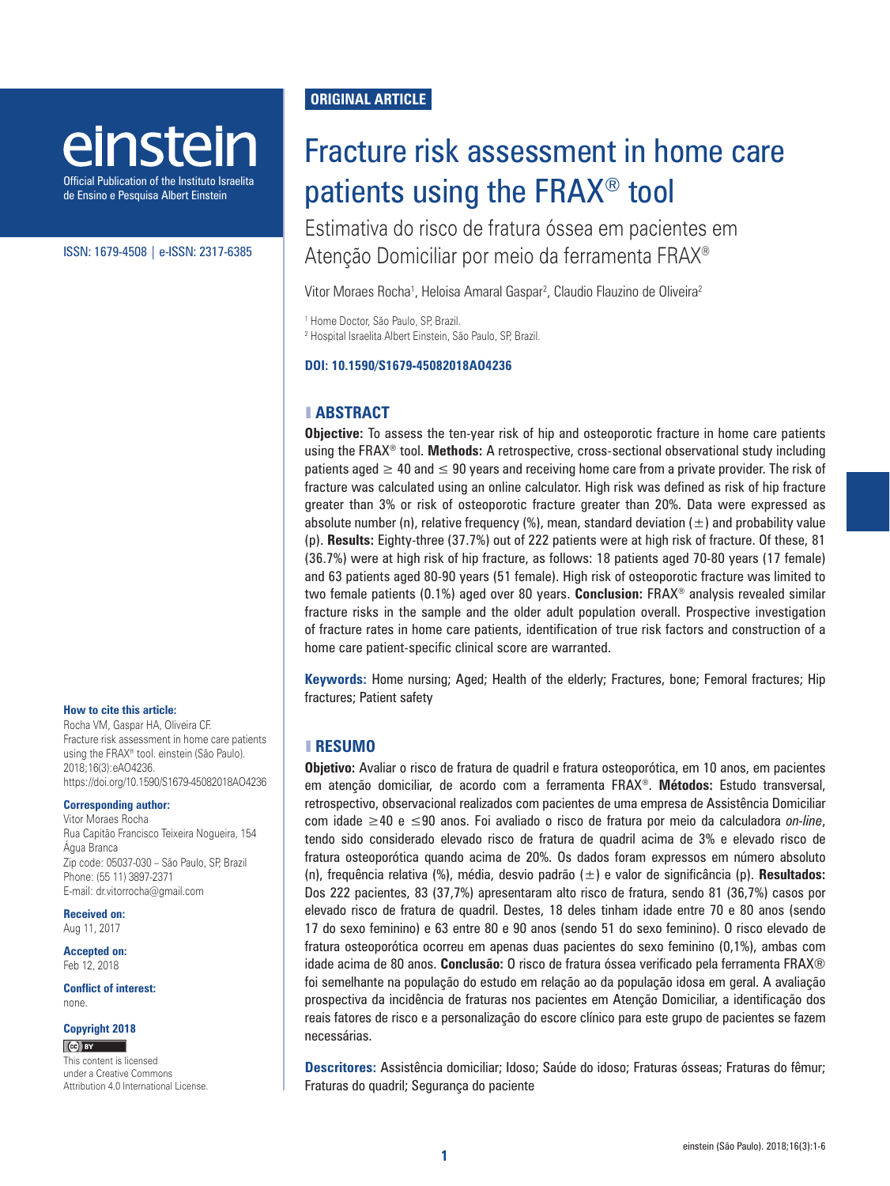ORIGINAL ARTICLE

# Fracture risk assessment in home care patients using the FRAX® tool

## Estimativa do risco de fratura óssea em pacientes em Atenção Domiciliar por meio da ferramenta FRAX®

Vitor Moraes Rocha[1], Heloisa Amaral Gaspar[2], Claudio Flauzino de Oliveira[2]

[1] Home Doctor, São Paulo, SP, Brazil.
[2] Hospital Israelita Albert Einstein, São Paulo, SP, Brazil.

**DOI: 10.1590/S1679-45082018AO4236**

## ABSTRACT

**Objective:** To assess the ten-year risk of hip and osteoporotic fracture in home care patients using the FRAX® tool. **Methods:** A retrospective, cross-sectional observational study including patients aged ≥ 40 and ≤ 90 years and receiving home care from a private provider. The risk of fracture was calculated using an online calculator. High risk was defined as risk of hip fracture greater than 3% or risk of osteoporotic fracture greater than 20%. Data were expressed as absolute number (n), relative frequency (%), mean, standard deviation (±) and probability value (p). **Results:** Eighty-three (37.7%) out of 222 patients were at high risk of fracture. Of these, 81 (36.7%) were at high risk of hip fracture, as follows: 18 patients aged 70-80 years (17 female) and 63 patients aged 80-90 years (51 female). High risk of osteoporotic fracture was limited to two female patients (0.1%) aged over 80 years. **Conclusion:** FRAX® analysis revealed similar fracture risks in the sample and the older adult population overall. Prospective investigation of fracture rates in home care patients, identification of true risk factors and construction of a home care patient-specific clinical score are warranted.

**Keywords:** Home nursing; Aged; Health of the elderly; Fractures, bone; Femoral fractures; Hip fractures; Patient safety

## RESUMO

**Objetivo:** Avaliar o risco de fratura de quadril e fratura osteoporótica, em 10 anos, em pacientes em atenção domiciliar, de acordo com a ferramenta FRAX®. **Métodos:** Estudo transversal, retrospectivo, observacional realizados com pacientes de uma empresa de Assistência Domiciliar com idade ≥40 e ≤90 anos. Foi avaliado o risco de fratura por meio da calculadora *on-line*, tendo sido considerado elevado risco de fratura de quadril acima de 3% e elevado risco de fratura osteoporótica quando acima de 20%. Os dados foram expressos em número absoluto (n), frequência relativa (%), média, desvio padrão (±) e valor de significância (p). **Resultados:** Dos 222 pacientes, 83 (37,7%) apresentaram alto risco de fratura, sendo 81 (36,7%) casos por elevado risco de fratura de quadril. Destes, 18 deles tinham idade entre 70 e 80 anos (sendo 17 do sexo feminino) e 63 entre 80 e 90 anos (sendo 51 do sexo feminino). O risco elevado de fratura osteoporótica ocorreu em apenas duas pacientes do sexo feminino (0,1%), ambas com idade acima de 80 anos. **Conclusão:** O risco de fratura óssea verificado pela ferramenta FRAX® foi semelhante na população do estudo em relação ao da população idosa em geral. A avaliação prospectiva da incidência de fraturas nos pacientes em Atenção Domiciliar, a identificação dos reais fatores de risco e a personalização do escore clínico para este grupo de pacientes se fazem necessárias.

**Descritores:** Assistência domiciliar; Idoso; Saúde do idoso; Fraturas ósseas; Fraturas do fêmur; Fraturas do quadril; Segurança do paciente

**How to cite this article:**
Rocha VM, Gaspar HA, Oliveira CF. Fracture risk assessment in home care patients using the FRAX® tool. einstein (São Paulo). 2018;16(3):eAO4236. https://doi.org/10.1590/S1679-45082018AO4236

**Corresponding author:**
Vitor Moraes Rocha
Rua Capitão Francisco Teixeira Nogueira, 154
Água Branca
Zip code: 05037-030 – São Paulo, SP, Brazil
Phone: (55 11) 3897-2371
E-mail: dr.vitorrocha@gmail.com

**Received on:**
Aug 11, 2017

**Accepted on:**
Feb 12, 2018

**Conflict of interest:**
none.

**Copyright 2018**

This content is licensed under a Creative Commons Attribution 4.0 International License.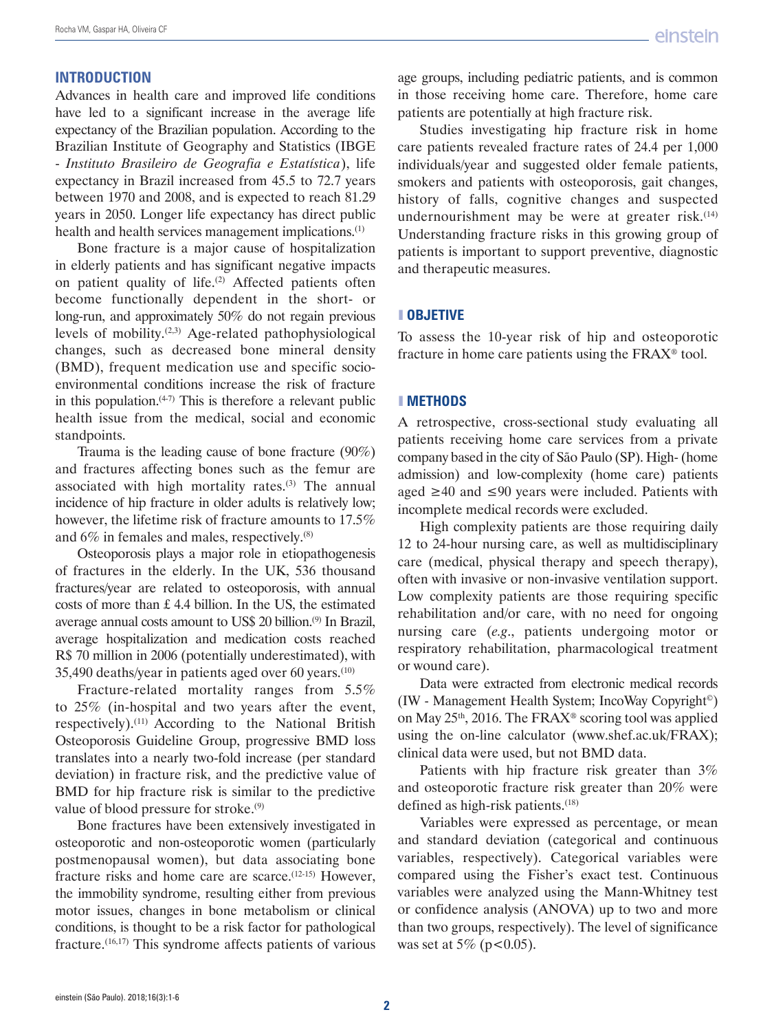## INTRODUCTION

Advances in health care and improved life conditions have led to a significant increase in the average life expectancy of the Brazilian population. According to the Brazilian Institute of Geography and Statistics (IBGE - *Instituto Brasileiro de Geografia e Estatística*), life expectancy in Brazil increased from 45.5 to 72.7 years between 1970 and 2008, and is expected to reach 81.29 years in 2050. Longer life expectancy has direct public health and health services management implications.[1]

Bone fracture is a major cause of hospitalization in elderly patients and has significant negative impacts on patient quality of life.[2] Affected patients often become functionally dependent in the short- or long-run, and approximately 50% do not regain previous levels of mobility.[2,3] Age-related pathophysiological changes, such as decreased bone mineral density (BMD), frequent medication use and specific socio-environmental conditions increase the risk of fracture in this population.[4-7] This is therefore a relevant public health issue from the medical, social and economic standpoints.

Trauma is the leading cause of bone fracture (90%) and fractures affecting bones such as the femur are associated with high mortality rates.[3] The annual incidence of hip fracture in older adults is relatively low; however, the lifetime risk of fracture amounts to 17.5% and 6% in females and males, respectively.[8]

Osteoporosis plays a major role in etiopathogenesis of fractures in the elderly. In the UK, 536 thousand fractures/year are related to osteoporosis, with annual costs of more than £ 4.4 billion. In the US, the estimated average annual costs amount to US$ 20 billion.[9] In Brazil, average hospitalization and medication costs reached R$ 70 million in 2006 (potentially underestimated), with 35,490 deaths/year in patients aged over 60 years.[10]

Fracture-related mortality ranges from 5.5% to 25% (in-hospital and two years after the event, respectively).[11] According to the National British Osteoporosis Guideline Group, progressive BMD loss translates into a nearly two-fold increase (per standard deviation) in fracture risk, and the predictive value of BMD for hip fracture risk is similar to the predictive value of blood pressure for stroke.[9]

Bone fractures have been extensively investigated in osteoporotic and non-osteoporotic women (particularly postmenopausal women), but data associating bone fracture risks and home care are scarce.[12-15] However, the immobility syndrome, resulting either from previous motor issues, changes in bone metabolism or clinical conditions, is thought to be a risk factor for pathological fracture.[16,17] This syndrome affects patients of various age groups, including pediatric patients, and is common in those receiving home care. Therefore, home care patients are potentially at high fracture risk.

Studies investigating hip fracture risk in home care patients revealed fracture rates of 24.4 per 1,000 individuals/year and suggested older female patients, smokers and patients with osteoporosis, gait changes, history of falls, cognitive changes and suspected undernourishment may be were at greater risk.[14] Understanding fracture risks in this growing group of patients is important to support preventive, diagnostic and therapeutic measures.

## OBJETIVE

To assess the 10-year risk of hip and osteoporotic fracture in home care patients using the FRAX® tool.

## METHODS

A retrospective, cross-sectional study evaluating all patients receiving home care services from a private company based in the city of São Paulo (SP). High- (home admission) and low-complexity (home care) patients aged ≥40 and ≤90 years were included. Patients with incomplete medical records were excluded.

High complexity patients are those requiring daily 12 to 24-hour nursing care, as well as multidisciplinary care (medical, physical therapy and speech therapy), often with invasive or non-invasive ventilation support. Low complexity patients are those requiring specific rehabilitation and/or care, with no need for ongoing nursing care (*e.g.*, patients undergoing motor or respiratory rehabilitation, pharmacological treatment or wound care).

Data were extracted from electronic medical records (IW - Management Health System; IncoWay Copyright©) on May 25th, 2016. The FRAX® scoring tool was applied using the on-line calculator (www.shef.ac.uk/FRAX); clinical data were used, but not BMD data.

Patients with hip fracture risk greater than 3% and osteoporotic fracture risk greater than 20% were defined as high-risk patients.[18]

Variables were expressed as percentage, or mean and standard deviation (categorical and continuous variables, respectively). Categorical variables were compared using the Fisher's exact test. Continuous variables were analyzed using the Mann-Whitney test or confidence analysis (ANOVA) up to two and more than two groups, respectively). The level of significance was set at 5% ($p<0.05$).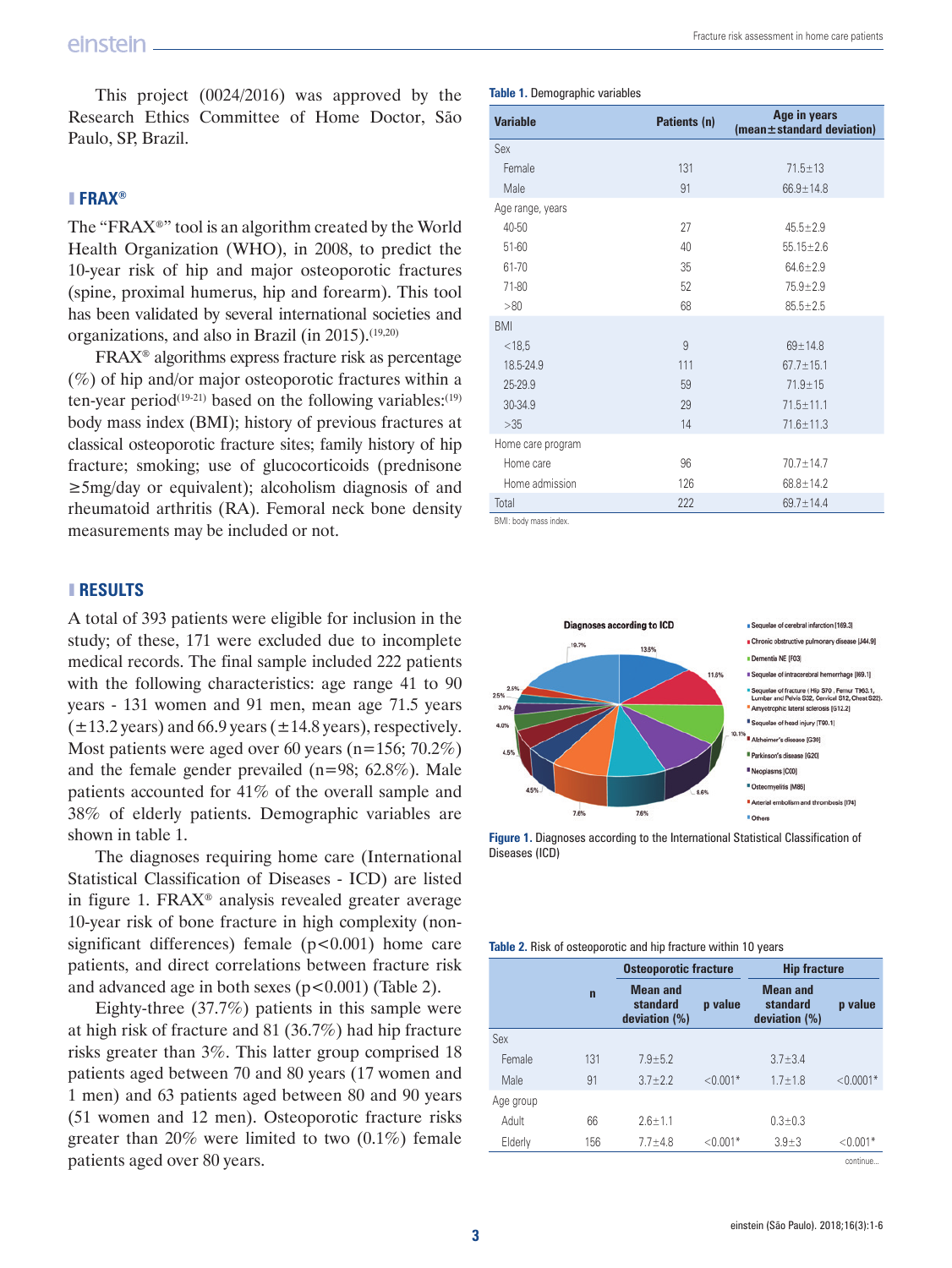This project (0024/2016) was approved by the Research Ethics Committee of Home Doctor, São Paulo, SP, Brazil.

## FRAX®

The "FRAX®" tool is an algorithm created by the World Health Organization (WHO), in 2008, to predict the 10-year risk of hip and major osteoporotic fractures (spine, proximal humerus, hip and forearm). This tool has been validated by several international societies and organizations, and also in Brazil (in 2015).[19,20]

FRAX® algorithms express fracture risk as percentage (%) of hip and/or major osteoporotic fractures within a ten-year period[19-21] based on the following variables:[19] body mass index (BMI); history of previous fractures at classical osteoporotic fracture sites; family history of hip fracture; smoking; use of glucocorticoids (prednisone ≥5mg/day or equivalent); alcoholism diagnosis of and rheumatoid arthritis (RA). Femoral neck bone density measurements may be included or not.

## RESULTS

A total of 393 patients were eligible for inclusion in the study; of these, 171 were excluded due to incomplete medical records. The final sample included 222 patients with the following characteristics: age range 41 to 90 years - 131 women and 91 men, mean age 71.5 years (±13.2 years) and 66.9 years (±14.8 years), respectively. Most patients were aged over 60 years (n=156; 70.2%) and the female gender prevailed (n=98; 62.8%). Male patients accounted for 41% of the overall sample and 38% of elderly patients. Demographic variables are shown in table 1.

The diagnoses requiring home care (International Statistical Classification of Diseases - ICD) are listed in figure 1. FRAX® analysis revealed greater average 10-year risk of bone fracture in high complexity (non-significant differences) female ($p<0.001$) home care patients, and direct correlations between fracture risk and advanced age in both sexes ($p<0.001$) (Table 2).

Eighty-three (37.7%) patients in this sample were at high risk of fracture and 81 (36.7%) had hip fracture risks greater than 3%. This latter group comprised 18 patients aged between 70 and 80 years (17 women and 1 men) and 63 patients aged between 80 and 90 years (51 women and 12 men). Osteoporotic fracture risks greater than 20% were limited to two (0.1%) female patients aged over 80 years.

**Table 1.** Demographic variables

| Variable | Patients (n) | Age in years (mean±standard deviation) |
|---|---|---|
| Sex | | |
| Female | 131 | 71.5±13 |
| Male | 91 | 66.9±14.8 |
| Age range, years | | |
| 40-50 | 27 | 45.5±2.9 |
| 51-60 | 40 | 55.15±2.6 |
| 61-70 | 35 | 64.6±2.9 |
| 71-80 | 52 | 75.9±2.9 |
| >80 | 68 | 85.5±2.5 |
| BMI | | |
| <18,5 | 9 | 69±14.8 |
| 18.5-24.9 | 111 | 67.7±15.1 |
| 25-29.9 | 59 | 71.9±15 |
| 30-34.9 | 29 | 71.5±11.1 |
| >35 | 14 | 71.6±11.3 |
| Home care program | | |
| Home care | 96 | 70.7±14.7 |
| Home admission | 126 | 68.8±14.2 |
| Total | 222 | 69.7±14.4 |

BMI: body mass index.

**Figure 1.** Diagnoses according to the International Statistical Classification of Diseases (ICD)

**Table 2.** Risk of osteoporotic and hip fracture within 10 years

| | n | Osteoporotic fracture | | Hip fracture | |
|---|---|---|---|---|---|
| | | Mean and standard deviation (%) | p value | Mean and standard deviation (%) | p value |
| Sex | | | | | |
| Female | 131 | 7.9±5.2 | | 3.7±3.4 | |
| Male | 91 | 3.7±2.2 | <0.001* | 1.7±1.8 | <0.0001* |
| Age group | | | | | |
| Adult | 66 | 2.6±1.1 | | 0.3±0.3 | |
| Elderly | 156 | 7.7±4.8 | <0.001* | 3.9±3 | <0.001* |

continue...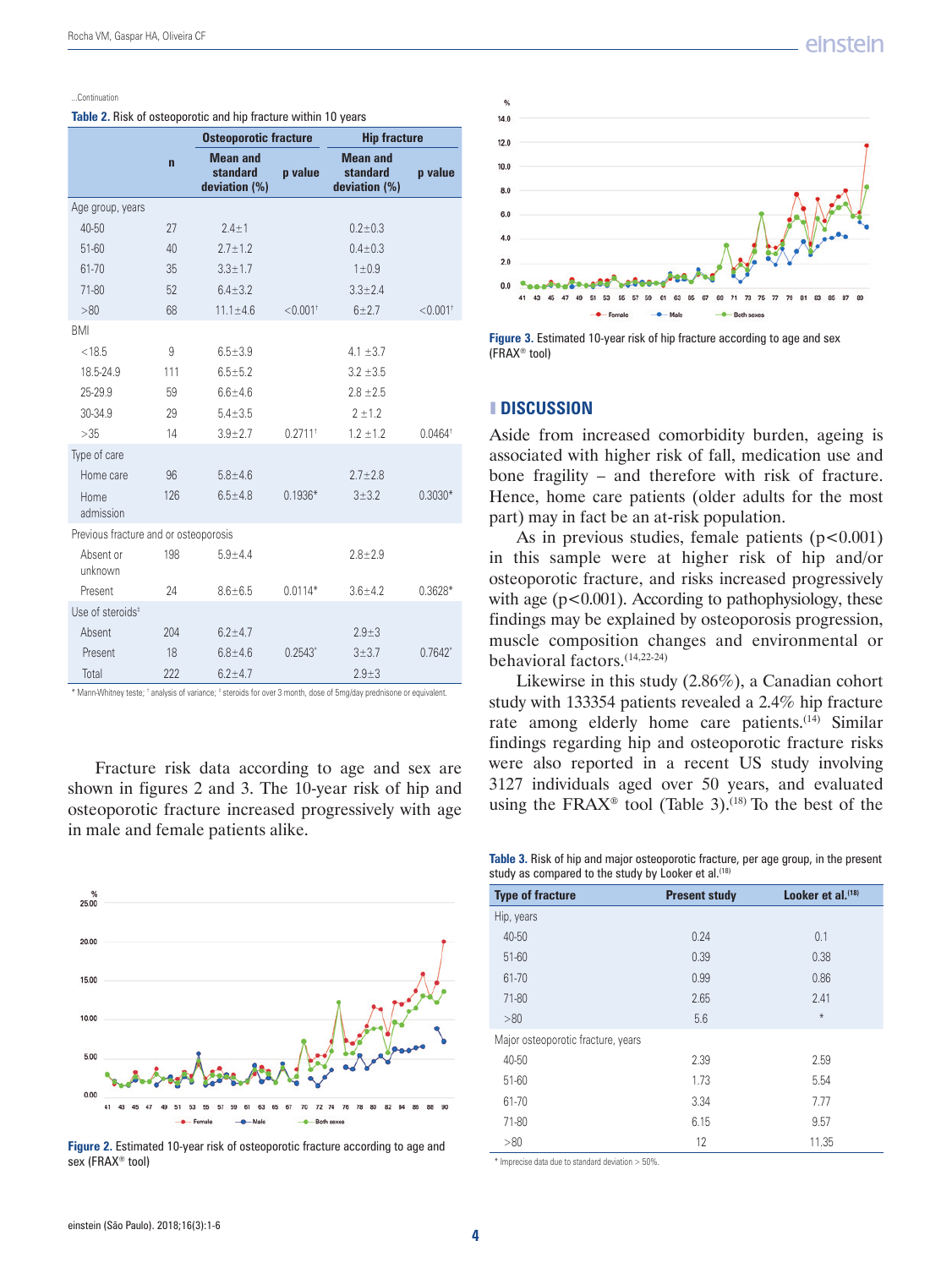...Continuation

**Table 2.** Risk of osteoporotic and hip fracture within 10 years

| | n | Osteoporotic fracture | | Hip fracture | |
|---|---|---|---|---|---|
| | | Mean and standard deviation (%) | p value | Mean and standard deviation (%) | p value |
| Age group, years | | | | | |
| 40-50 | 27 | 2.4±1 | | 0.2±0.3 | |
| 51-60 | 40 | 2.7±1.2 | | 0.4±0.3 | |
| 61-70 | 35 | 3.3±1.7 | | 1±0.9 | |
| 71-80 | 52 | 6.4±3.2 | | 3.3±2.4 | |
| >80 | 68 | 11.1±4.6 | <0.001† | 6±2.7 | <0.001† |
| BMI | | | | | |
| <18.5 | 9 | 6.5±3.9 | | 4.1 ±3.7 | |
| 18.5-24.9 | 111 | 6.5±5.2 | | 3.2 ±3.5 | |
| 25-29.9 | 59 | 6.6±4.6 | | 2.8 ±2.5 | |
| 30-34.9 | 29 | 5.4±3.5 | | 2 ±1.2 | |
| >35 | 14 | 3.9±2.7 | 0.2711† | 1.2 ±1.2 | 0.0464† |
| Type of care | | | | | |
| Home care | 96 | 5.8±4.6 | | 2.7±2.8 | |
| Home admission | 126 | 6.5±4.8 | 0.1936* | 3±3.2 | 0.3030* |
| Previous fracture and or osteoporosis | | | | | |
| Absent or unknown | 198 | 5.9±4.4 | | 2.8±2.9 | |
| Present | 24 | 8.6±6.5 | 0.0114* | 3.6±4.2 | 0.3628* |
| Use of steroids‡ | | | | | |
| Absent | 204 | 6.2±4.7 | | 2.9±3 | |
| Present | 18 | 6.8±4.6 | 0.2543* | 3±3.7 | 0.7642* |
| Total | 222 | 6.2±4.7 | | 2.9±3 | |

\* Mann-Whitney teste; † analysis of variance; ‡ steroids for over 3 month, dose of 5mg/day prednisone or equivalent.

Fracture risk data according to age and sex are shown in figures 2 and 3. The 10-year risk of hip and osteoporotic fracture increased progressively with age in male and female patients alike.

**Figure 2.** Estimated 10-year risk of osteoporotic fracture according to age and sex (FRAX® tool)

**Figure 3.** Estimated 10-year risk of hip fracture according to age and sex (FRAX® tool)

## DISCUSSION

Aside from increased comorbidity burden, ageing is associated with higher risk of fall, medication use and bone fragility – and therefore with risk of fracture. Hence, home care patients (older adults for the most part) may in fact be an at-risk population.

As in previous studies, female patients ($p<0.001$) in this sample were at higher risk of hip and/or osteoporotic fracture, and risks increased progressively with age ($p<0.001$). According to pathophysiology, these findings may be explained by osteoporosis progression, muscle composition changes and environmental or behavioral factors.[14,22-24]

Likewise in this study (2.86%), a Canadian cohort study with 133354 patients revealed a 2.4% hip fracture rate among elderly home care patients.[14] Similar findings regarding hip and osteoporotic fracture risks were also reported in a recent US study involving 3127 individuals aged over 50 years, and evaluated using the FRAX® tool (Table 3).[18] To the best of the

**Table 3.** Risk of hip and major osteoporotic fracture, per age group, in the present study as compared to the study by Looker et al.[18]

| Type of fracture | Present study | Looker et al.[18] |
|---|---|---|
| Hip, years | | |
| 40-50 | 0.24 | 0.1 |
| 51-60 | 0.39 | 0.38 |
| 61-70 | 0.99 | 0.86 |
| 71-80 | 2.65 | 2.41 |
| >80 | 5.6 | * |
| Major osteoporotic fracture, years | | |
| 40-50 | 2.39 | 2.59 |
| 51-60 | 1.73 | 5.54 |
| 61-70 | 3.34 | 7.77 |
| 71-80 | 6.15 | 9.57 |
| >80 | 12 | 11.35 |

\* Imprecise data due to standard deviation > 50%.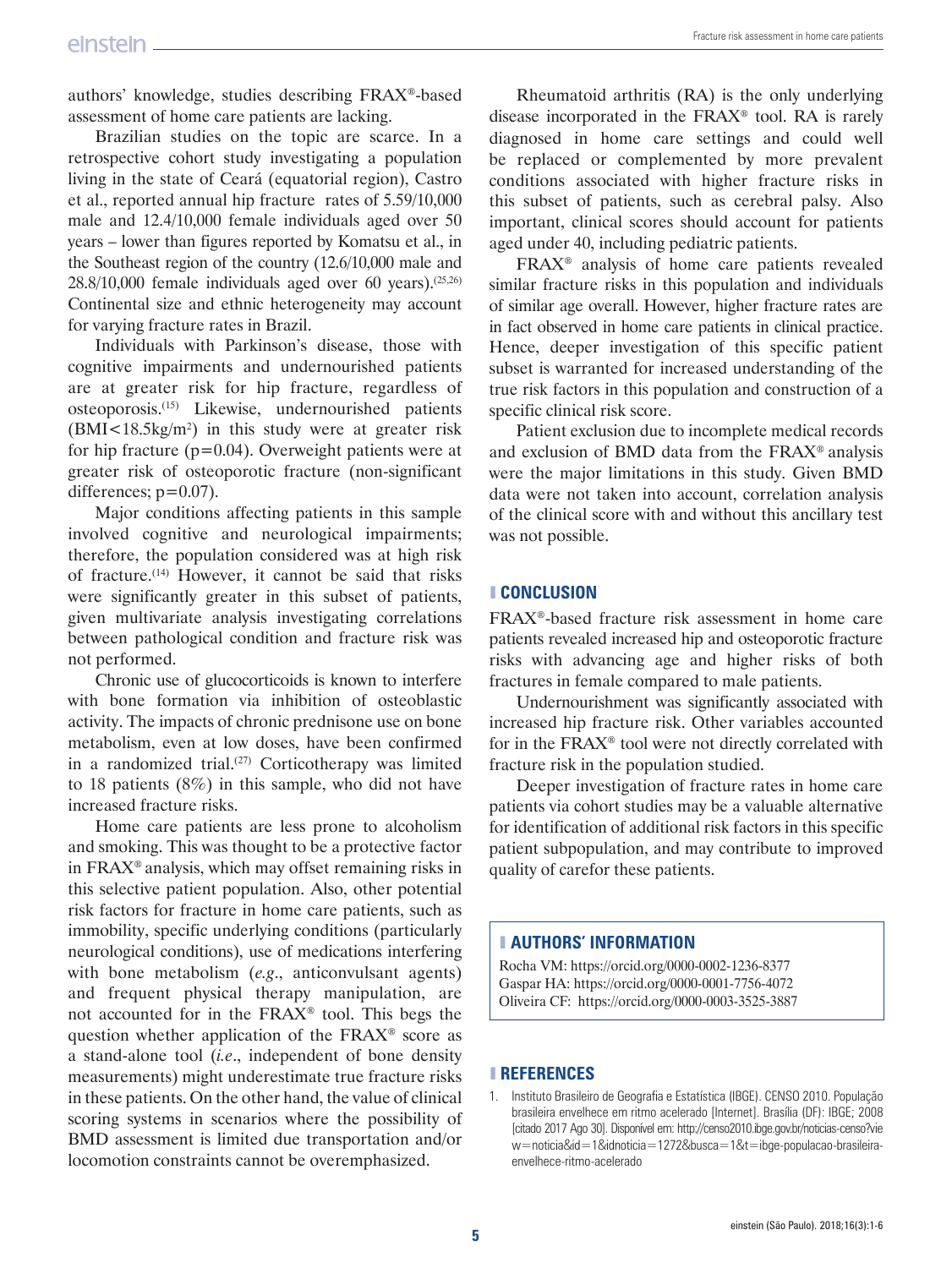authors' knowledge, studies describing FRAX®-based assessment of home care patients are lacking.

Brazilian studies on the topic are scarce. In a retrospective cohort study investigating a population living in the state of Ceará (equatorial region), Castro et al., reported annual hip fracture rates of 5.59/10,000 male and 12.4/10,000 female individuals aged over 50 years – lower than figures reported by Komatsu et al., in the Southeast region of the country (12.6/10,000 male and 28.8/10,000 female individuals aged over 60 years).[25,26] Continental size and ethnic heterogeneity may account for varying fracture rates in Brazil.

Individuals with Parkinson's disease, those with cognitive impairments and undernourished patients are at greater risk for hip fracture, regardless of osteoporosis.[15] Likewise, undernourished patients (BMI<18.5kg/m$^2$) in this study were at greater risk for hip fracture ($p=0.04$). Overweight patients were at greater risk of osteoporotic fracture (non-significant differences; $p=0.07$).

Major conditions affecting patients in this sample involved cognitive and neurological impairments; therefore, the population considered was at high risk of fracture.[14] However, it cannot be said that risks were significantly greater in this subset of patients, given multivariate analysis investigating correlations between pathological condition and fracture risk was not performed.

Chronic use of glucocorticoids is known to interfere with bone formation via inhibition of osteoblastic activity. The impacts of chronic prednisone use on bone metabolism, even at low doses, have been confirmed in a randomized trial.[27] Corticotherapy was limited to 18 patients (8%) in this sample, who did not have increased fracture risks.

Home care patients are less prone to alcoholism and smoking. This was thought to be a protective factor in FRAX® analysis, which may offset remaining risks in this selective patient population. Also, other potential risk factors for fracture in home care patients, such as immobility, specific underlying conditions (particularly neurological conditions), use of medications interfering with bone metabolism (*e.g.*, anticonvulsant agents) and frequent physical therapy manipulation, are not accounted for in the FRAX® tool. This begs the question whether application of the FRAX® score as a stand-alone tool (*i.e.*, independent of bone density measurements) might underestimate true fracture risks in these patients. On the other hand, the value of clinical scoring systems in scenarios where the possibility of BMD assessment is limited due transportation and/or locomotion constraints cannot be overemphasized.

Rheumatoid arthritis (RA) is the only underlying disease incorporated in the FRAX® tool. RA is rarely diagnosed in home care settings and could well be replaced or complemented by more prevalent conditions associated with higher fracture risks in this subset of patients, such as cerebral palsy. Also important, clinical scores should account for patients aged under 40, including pediatric patients.

FRAX® analysis of home care patients revealed similar fracture risks in this population and individuals of similar age overall. However, higher fracture rates are in fact observed in home care patients in clinical practice. Hence, deeper investigation of this specific patient subset is warranted for increased understanding of the true risk factors in this population and construction of a specific clinical risk score.

Patient exclusion due to incomplete medical records and exclusion of BMD data from the FRAX® analysis were the major limitations in this study. Given BMD data were not taken into account, correlation analysis of the clinical score with and without this ancillary test was not possible.

## CONCLUSION

FRAX®-based fracture risk assessment in home care patients revealed increased hip and osteoporotic fracture risks with advancing age and higher risks of both fractures in female compared to male patients.

Undernourishment was significantly associated with increased hip fracture risk. Other variables accounted for in the FRAX® tool were not directly correlated with fracture risk in the population studied.

Deeper investigation of fracture rates in home care patients via cohort studies may be a valuable alternative for identification of additional risk factors in this specific patient subpopulation, and may contribute to improved quality of carefor these patients.

## AUTHORS' INFORMATION

Rocha VM: https://orcid.org/0000-0002-1236-8377
Gaspar HA: https://orcid.org/0000-0001-7756-4072
Oliveira CF: https://orcid.org/0000-0003-3525-3887

## REFERENCES

1. Instituto Brasileiro de Geografia e Estatística (IBGE). CENSO 2010. População brasileira envelhece em ritmo acelerado [Internet]. Brasília (DF): IBGE; 2008 [citado 2017 Ago 30]. Disponível em: http://censo2010.ibge.gov.br/noticias-censo?view=noticia&id=1&idnoticia=1272&busca=1&t=ibge-populacao-brasileira-envelhece-ritmo-acelerado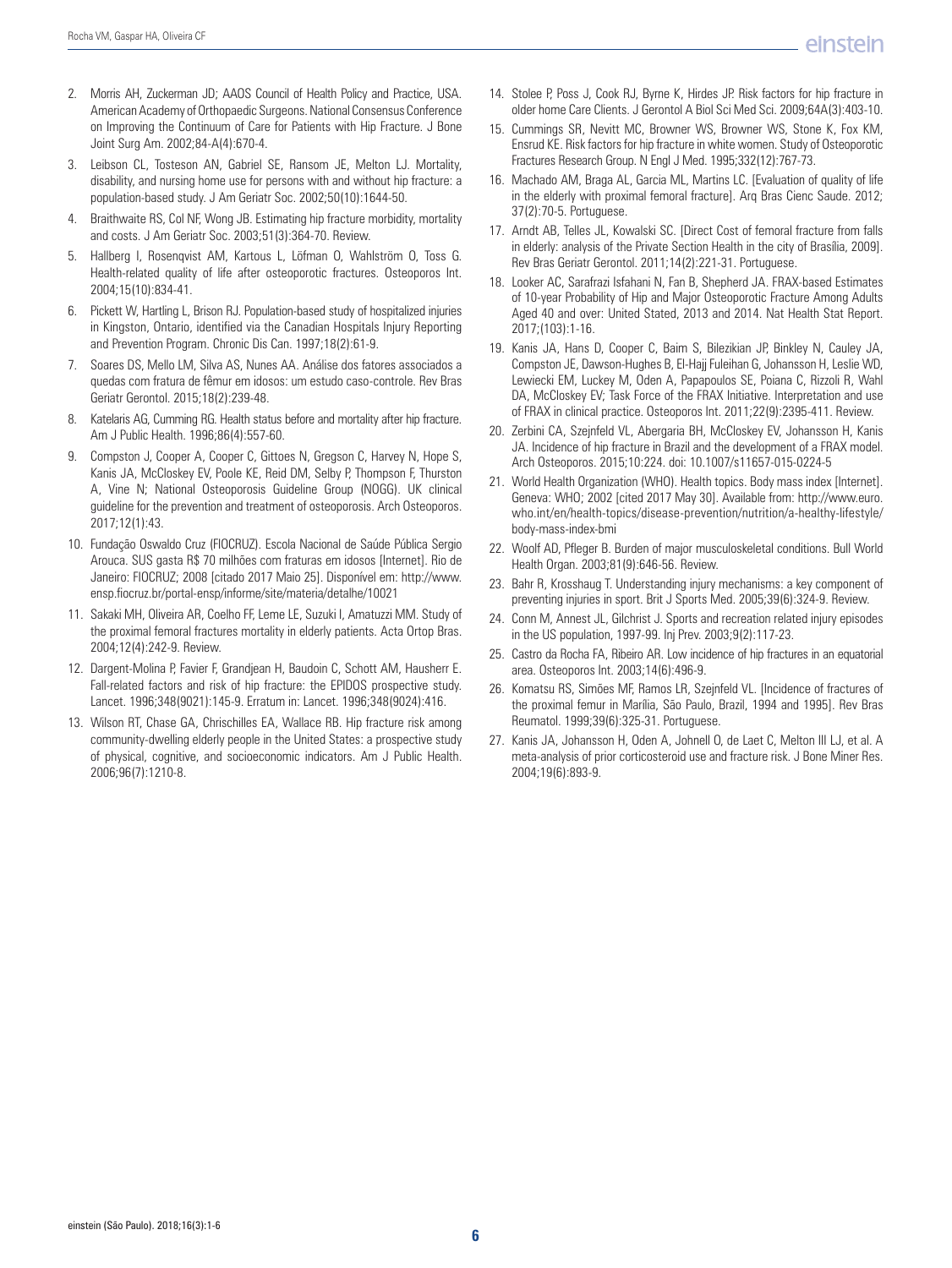2. Morris AH, Zuckerman JD; AAOS Council of Health Policy and Practice, USA. American Academy of Orthopaedic Surgeons. National Consensus Conference on Improving the Continuum of Care for Patients with Hip Fracture. J Bone Joint Surg Am. 2002;84-A(4):670-4.
3. Leibson CL, Tosteson AN, Gabriel SE, Ransom JE, Melton LJ. Mortality, disability, and nursing home use for persons with and without hip fracture: a population-based study. J Am Geriatr Soc. 2002;50(10):1644-50.
4. Braithwaite RS, Col NF, Wong JB. Estimating hip fracture morbidity, mortality and costs. J Am Geriatr Soc. 2003;51(3):364-70. Review.
5. Hallberg I, Rosenqvist AM, Kartous L, Löfman O, Wahlström O, Toss G. Health-related quality of life after osteoporotic fractures. Osteoporos Int. 2004;15(10):834-41.
6. Pickett W, Hartling L, Brison RJ. Population-based study of hospitalized injuries in Kingston, Ontario, identified via the Canadian Hospitals Injury Reporting and Prevention Program. Chronic Dis Can. 1997;18(2):61-9.
7. Soares DS, Mello LM, Silva AS, Nunes AA. Análise dos fatores associados a quedas com fratura de fêmur em idosos: um estudo caso-controle. Rev Bras Geriatr Gerontol. 2015;18(2):239-48.
8. Katelaris AG, Cumming RG. Health status before and mortality after hip fracture. Am J Public Health. 1996;86(4):557-60.
9. Compston J, Cooper A, Cooper C, Gittoes N, Gregson C, Harvey N, Hope S, Kanis JA, McCloskey EV, Poole KE, Reid DM, Selby P, Thompson F, Thurston A, Vine N; National Osteoporosis Guideline Group (NOGG). UK clinical guideline for the prevention and treatment of osteoporosis. Arch Osteoporos. 2017;12(1):43.
10. Fundação Oswaldo Cruz (FIOCRUZ). Escola Nacional de Saúde Pública Sergio Arouca. SUS gasta R$ 70 milhões com fraturas em idosos [Internet]. Rio de Janeiro: FIOCRUZ; 2008 [citado 2017 Maio 25]. Disponível em: http://www.ensp.fiocruz.br/portal-ensp/informe/site/materia/detalhe/10021
11. Sakaki MH, Oliveira AR, Coelho FF, Leme LE, Suzuki I, Amatuzzi MM. Study of the proximal femoral fractures mortality in elderly patients. Acta Ortop Bras. 2004;12(4):242-9. Review.
12. Dargent-Molina P, Favier F, Grandjean H, Baudoin C, Schott AM, Hausherr E. Fall-related factors and risk of hip fracture: the EPIDOS prospective study. Lancet. 1996;348(9021):145-9. Erratum in: Lancet. 1996;348(9024):416.
13. Wilson RT, Chase GA, Chrischilles EA, Wallace RB. Hip fracture risk among community-dwelling elderly people in the United States: a prospective study of physical, cognitive, and socioeconomic indicators. Am J Public Health. 2006;96(7):1210-8.
14. Stolee P, Poss J, Cook RJ, Byrne K, Hirdes JP. Risk factors for hip fracture in older home Care Clients. J Gerontol A Biol Sci Med Sci. 2009;64A(3):403-10.
15. Cummings SR, Nevitt MC, Browner WS, Browner WS, Stone K, Fox KM, Ensrud KE. Risk factors for hip fracture in white women. Study of Osteoporotic Fractures Research Group. N Engl J Med. 1995;332(12):767-73.
16. Machado AM, Braga AL, Garcia ML, Martins LC. [Evaluation of quality of life in the elderly with proximal femoral fracture]. Arq Bras Cienc Saude. 2012; 37(2):70-5. Portuguese.
17. Arndt AB, Telles JL, Kowalski SC. [Direct Cost of femoral fracture from falls in elderly: analysis of the Private Section Health in the city of Brasília, 2009]. Rev Bras Geriatr Gerontol. 2011;14(2):221-31. Portuguese.
18. Looker AC, Sarafrazi Isfahani N, Fan B, Shepherd JA. FRAX-based Estimates of 10-year Probability of Hip and Major Osteoporotic Fracture Among Adults Aged 40 and over: United Stated, 2013 and 2014. Nat Health Stat Report. 2017;(103):1-16.
19. Kanis JA, Hans D, Cooper C, Baim S, Bilezikian JP, Binkley N, Cauley JA, Compston JE, Dawson-Hughes B, El-Hajj Fuleihan G, Johansson H, Leslie WD, Lewiecki EM, Luckey M, Oden A, Papapoulos SE, Poiana C, Rizzoli R, Wahl DA, McCloskey EV; Task Force of the FRAX Initiative. Interpretation and use of FRAX in clinical practice. Osteoporos Int. 2011;22(9):2395-411. Review.
20. Zerbini CA, Szejnfeld VL, Abergaria BH, McCloskey EV, Johansson H, Kanis JA. Incidence of hip fracture in Brazil and the development of a FRAX model. Arch Osteoporos. 2015;10:224. doi: 10.1007/s11657-015-0224-5
21. World Health Organization (WHO). Health topics. Body mass index [Internet]. Geneva: WHO; 2002 [cited 2017 May 30]. Available from: http://www.euro.who.int/en/health-topics/disease-prevention/nutrition/a-healthy-lifestyle/body-mass-index-bmi
22. Woolf AD, Pfleger B. Burden of major musculoskeletal conditions. Bull World Health Organ. 2003;81(9):646-56. Review.
23. Bahr R, Krosshaug T. Understanding injury mechanisms: a key component of preventing injuries in sport. Brit J Sports Med. 2005;39(6):324-9. Review.
24. Conn M, Annest JL, Gilchrist J. Sports and recreation related injury episodes in the US population, 1997-99. Inj Prev. 2003;9(2):117-23.
25. Castro da Rocha FA, Ribeiro AR. Low incidence of hip fractures in an equatorial area. Osteoporos Int. 2003;14(6):496-9.
26. Komatsu RS, Simões MF, Ramos LR, Szejnfeld VL. [Incidence of fractures of the proximal femur in Marília, São Paulo, Brazil, 1994 and 1995]. Rev Bras Reumatol. 1999;39(6):325-31. Portuguese.
27. Kanis JA, Johansson H, Oden A, Johnell O, de Laet C, Melton III LJ, et al. A meta-analysis of prior corticosteroid use and fracture risk. J Bone Miner Res. 2004;19(6):893-9.